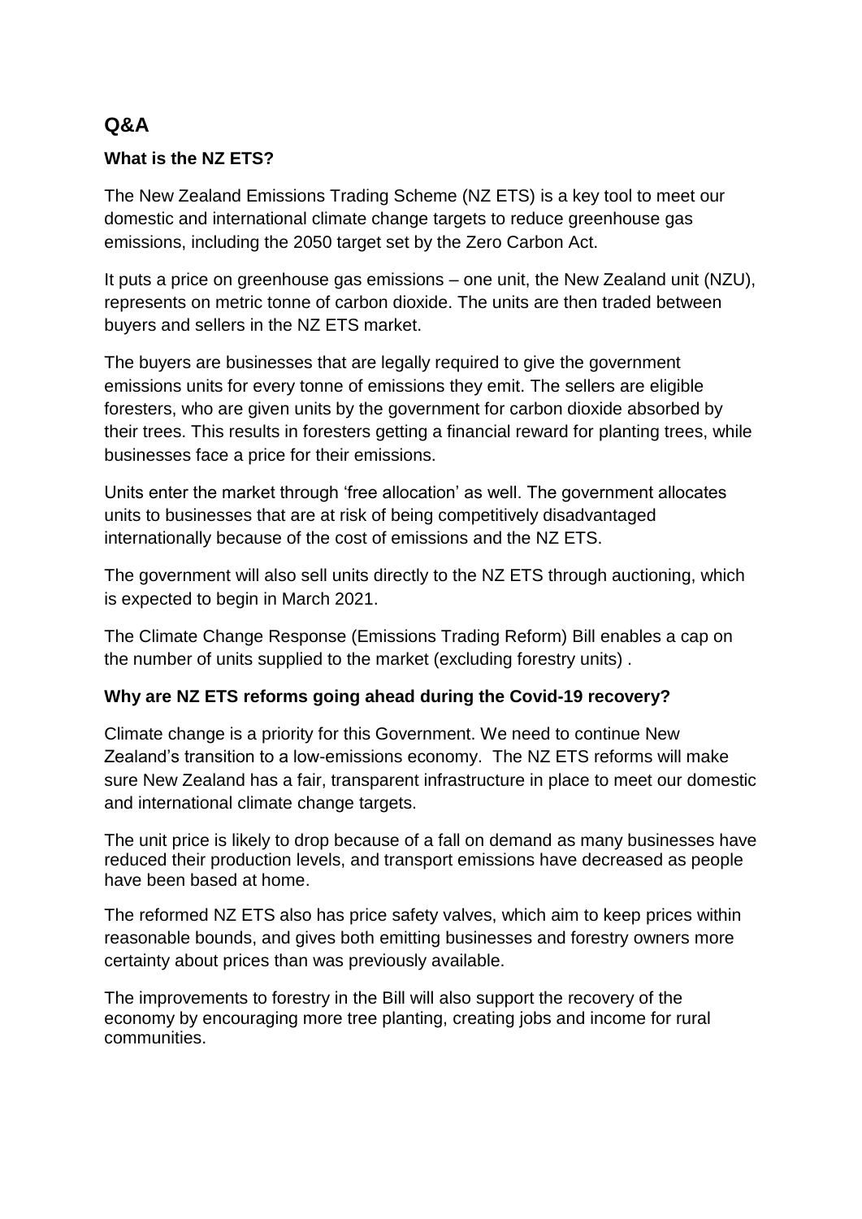## Q&A

### What is the NZ ETS?

The New Zealand Emissions Trading Scheme (NZ ETS) is a key tool to meet our domestic and international climate change targets to reduce greenhouse gas emissions, including the 2050 target set by the Zero Carbon Act.

It puts a price on greenhouse gas emissions – one unit, the New Zealand unit (NZU), represents on metric tonne of carbon dioxide. The units are then traded between buyers and sellers in the NZ ETS market.

The buyers are businesses that are legally required to give the government emissions units for every tonne of emissions they emit. The sellers are eligible foresters, who are given units by the government for carbon dioxide absorbed by their trees. This results in foresters getting a financial reward for planting trees, while businesses face a price for their emissions.

Units enter the market through 'free allocation' as well. The government allocates units to businesses that are at risk of being competitively disadvantaged internationally because of the cost of emissions and the NZ ETS.

The government will also sell units directly to the NZ ETS through auctioning, which is expected to begin in March 2021.

The Climate Change Response (Emissions Trading Reform) Bill enables a cap on the number of units supplied to the market (excluding forestry units) .

### Why are NZ ETS reforms going ahead during the Covid-19 recovery?

Climate change is a priority for this Government. We need to continue New Zealand's transition to a low-emissions economy. The NZ ETS reforms will make sure New Zealand has a fair, transparent infrastructure in place to meet our domestic and international climate change targets.

The unit price is likely to drop because of a fall on demand as many businesses have reduced their production levels, and transport emissions have decreased as people have been based at home.

The reformed NZ ETS also has price safety valves, which aim to keep prices within reasonable bounds, and gives both emitting businesses and forestry owners more certainty about prices than was previously available.

The improvements to forestry in the Bill will also support the recovery of the economy by encouraging more tree planting, creating jobs and income for rural communities.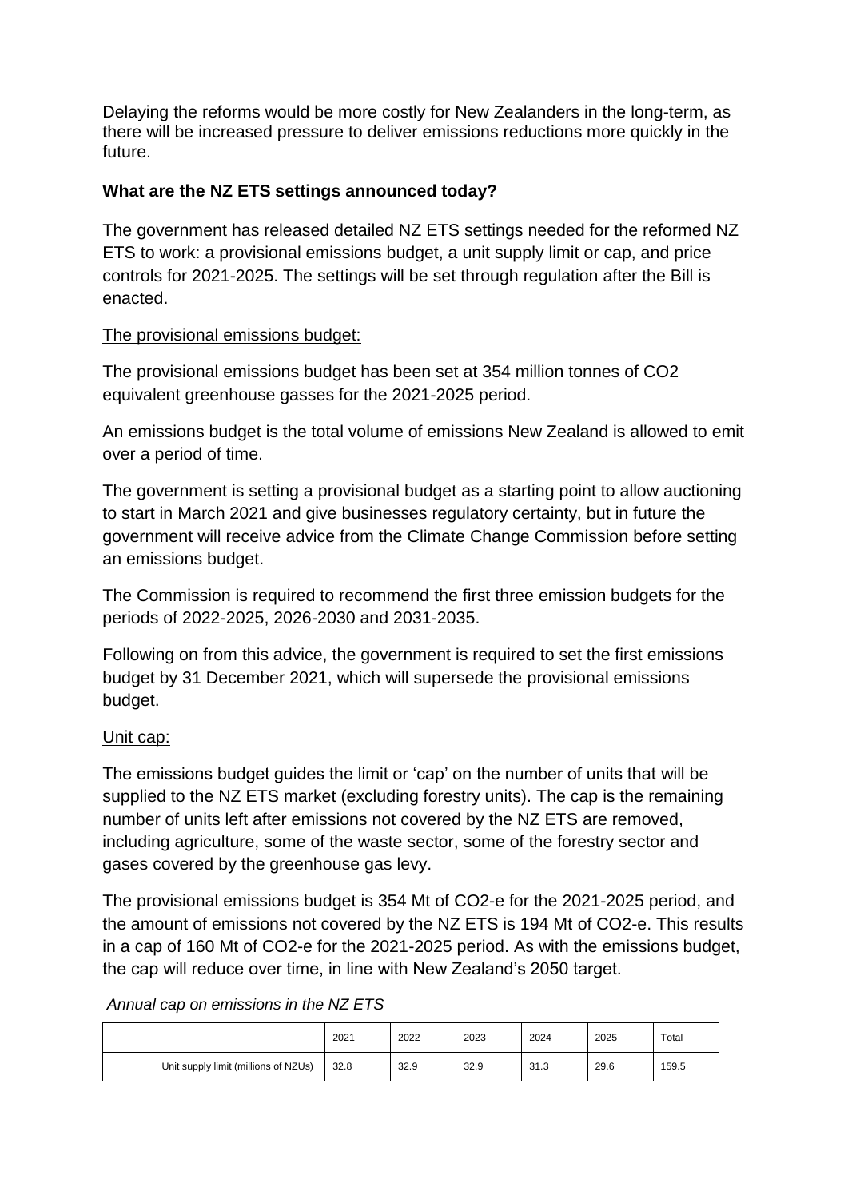Delaying the reforms would be more costly for New Zealanders in the long-term, as there will be increased pressure to deliver emissions reductions more quickly in the future.

**What are the NZ ETS settings announced today?**

The government has released detailed NZ ETS settings needed for the reformed NZ ETS to work: a provisional emissions budget, a unit supply limit or cap, and price controls for 2021-2025. The settings will be set through regulation after the Bill is enacted.

<u>The provisional emissions budget:</u>

The provisional emissions budget has been set at 354 million tonnes of $CO_2$ equivalent greenhouse gasses for the 2021-2025 period.

An emissions budget is the total volume of emissions New Zealand is allowed to emit over a period of time.

The government is setting a provisional budget as a starting point to allow auctioning to start in March 2021 and give businesses regulatory certainty, but in future the government will receive advice from the Climate Change Commission before setting an emissions budget.

The Commission is required to recommend the first three emission budgets for the periods of 2022-2025, 2026-2030 and 2031-2035.

Following on from this advice, the government is required to set the first emissions budget by 31 December 2021, which will supersede the provisional emissions budget.

<u>Unit cap:</u>

The emissions budget guides the limit or 'cap' on the number of units that will be supplied to the NZ ETS market (excluding forestry units). The cap is the remaining number of units left after emissions not covered by the NZ ETS are removed, including agriculture, some of the waste sector, some of the forestry sector and gases covered by the greenhouse gas levy.

The provisional emissions budget is 354 Mt of $CO_2$-e for the 2021-2025 period, and the amount of emissions not covered by the NZ ETS is 194 Mt of $CO_2$-e. This results in a cap of 160 Mt of $CO_2$-e for the 2021-2025 period. As with the emissions budget, the cap will reduce over time, in line with New Zealand's 2050 target.

*Annual cap on emissions in the NZ ETS*

| | 2021 | 2022 | 2023 | 2024 | 2025 | Total |
|---|---|---|---|---|---|---|
| Unit supply limit (millions of NZUs) | 32.8 | 32.9 | 32.9 | 31.3 | 29.6 | 159.5 |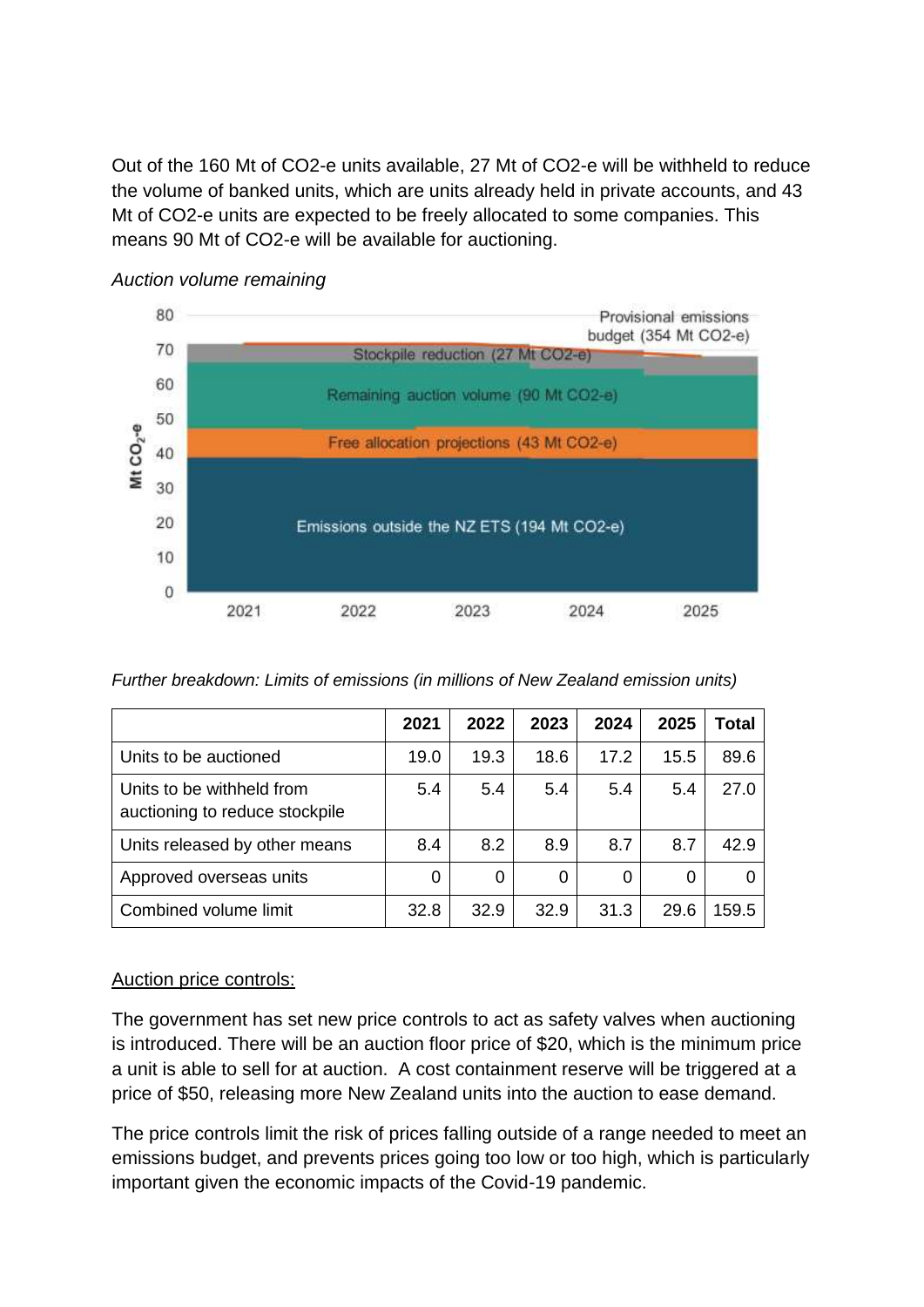Out of the 160 Mt of CO2-e units available, 27 Mt of CO2-e will be withheld to reduce the volume of banked units, which are units already held in private accounts, and 43 Mt of CO2-e units are expected to be freely allocated to some companies. This means 90 Mt of CO2-e will be available for auctioning.

*Auction volume remaining*

*Further breakdown: Limits of emissions (in millions of New Zealand emission units)*

| | 2021 | 2022 | 2023 | 2024 | 2025 | Total |
|---|---|---|---|---|---|---|
| Units to be auctioned | 19.0 | 19.3 | 18.6 | 17.2 | 15.5 | 89.6 |
| Units to be withheld from auctioning to reduce stockpile | 5.4 | 5.4 | 5.4 | 5.4 | 5.4 | 27.0 |
| Units released by other means | 8.4 | 8.2 | 8.9 | 8.7 | 8.7 | 42.9 |
| Approved overseas units | 0 | 0 | 0 | 0 | 0 | 0 |
| Combined volume limit | 32.8 | 32.9 | 32.9 | 31.3 | 29.6 | 159.5 |

<u>Auction price controls:</u>

The government has set new price controls to act as safety valves when auctioning is introduced. There will be an auction floor price of $20, which is the minimum price a unit is able to sell for at auction. A cost containment reserve will be triggered at a price of $50, releasing more New Zealand units into the auction to ease demand.

The price controls limit the risk of prices falling outside of a range needed to meet an emissions budget, and prevents prices going too low or too high, which is particularly important given the economic impacts of the Covid-19 pandemic.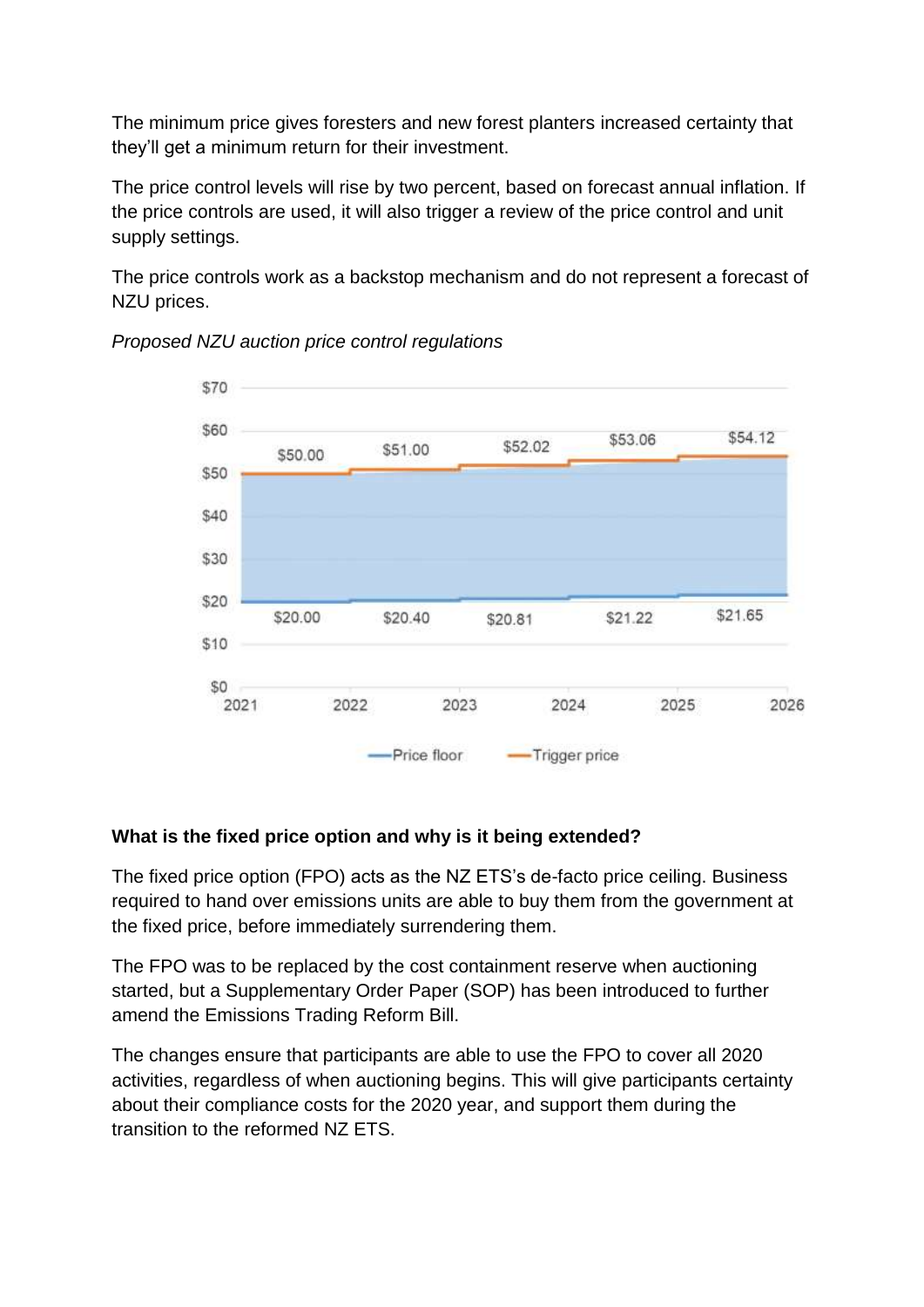The minimum price gives foresters and new forest planters increased certainty that they'll get a minimum return for their investment.

The price control levels will rise by two percent, based on forecast annual inflation. If the price controls are used, it will also trigger a review of the price control and unit supply settings.

The price controls work as a backstop mechanism and do not represent a forecast of NZU prices.

*Proposed NZU auction price control regulations*

| Year | Price floor | Trigger price |
|---|---|---|
| 2021 | $20.00 | $50.00 |
| 2022 | $20.40 | $51.00 |
| 2023 | $20.81 | $52.02 |
| 2024 | $21.22 | $53.06 |
| 2025 | $21.65 | $54.12 |

**What is the fixed price option and why is it being extended?**

The fixed price option (FPO) acts as the NZ ETS's de-facto price ceiling. Business required to hand over emissions units are able to buy them from the government at the fixed price, before immediately surrendering them.

The FPO was to be replaced by the cost containment reserve when auctioning started, but a Supplementary Order Paper (SOP) has been introduced to further amend the Emissions Trading Reform Bill.

The changes ensure that participants are able to use the FPO to cover all 2020 activities, regardless of when auctioning begins. This will give participants certainty about their compliance costs for the 2020 year, and support them during the transition to the reformed NZ ETS.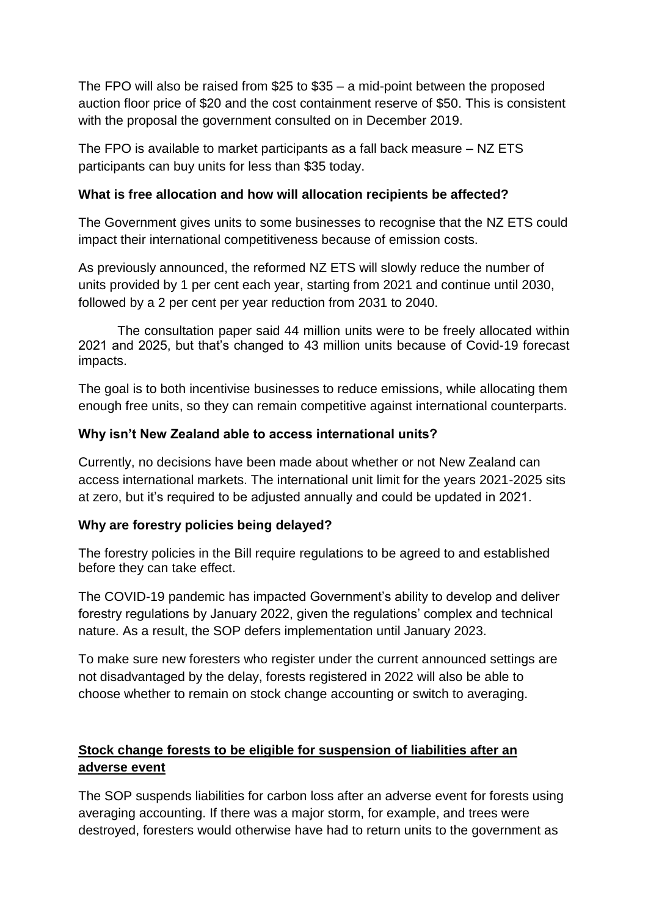The FPO will also be raised from $25 to $35 – a mid-point between the proposed auction floor price of $20 and the cost containment reserve of $50. This is consistent with the proposal the government consulted on in December 2019.

The FPO is available to market participants as a fall back measure – NZ ETS participants can buy units for less than $35 today.

**What is free allocation and how will allocation recipients be affected?**

The Government gives units to some businesses to recognise that the NZ ETS could impact their international competitiveness because of emission costs.

As previously announced, the reformed NZ ETS will slowly reduce the number of units provided by 1 per cent each year, starting from 2021 and continue until 2030, followed by a 2 per cent per year reduction from 2031 to 2040.

The consultation paper said 44 million units were to be freely allocated within 2021 and 2025, but that's changed to 43 million units because of Covid-19 forecast impacts.

The goal is to both incentivise businesses to reduce emissions, while allocating them enough free units, so they can remain competitive against international counterparts.

**Why isn't New Zealand able to access international units?**

Currently, no decisions have been made about whether or not New Zealand can access international markets. The international unit limit for the years 2021-2025 sits at zero, but it's required to be adjusted annually and could be updated in 2021.

**Why are forestry policies being delayed?**

The forestry policies in the Bill require regulations to be agreed to and established before they can take effect.

The COVID-19 pandemic has impacted Government's ability to develop and deliver forestry regulations by January 2022, given the regulations' complex and technical nature. As a result, the SOP defers implementation until January 2023.

To make sure new foresters who register under the current announced settings are not disadvantaged by the delay, forests registered in 2022 will also be able to choose whether to remain on stock change accounting or switch to averaging.

**Stock change forests to be eligible for suspension of liabilities after an adverse event**

The SOP suspends liabilities for carbon loss after an adverse event for forests using averaging accounting. If there was a major storm, for example, and trees were destroyed, foresters would otherwise have had to return units to the government as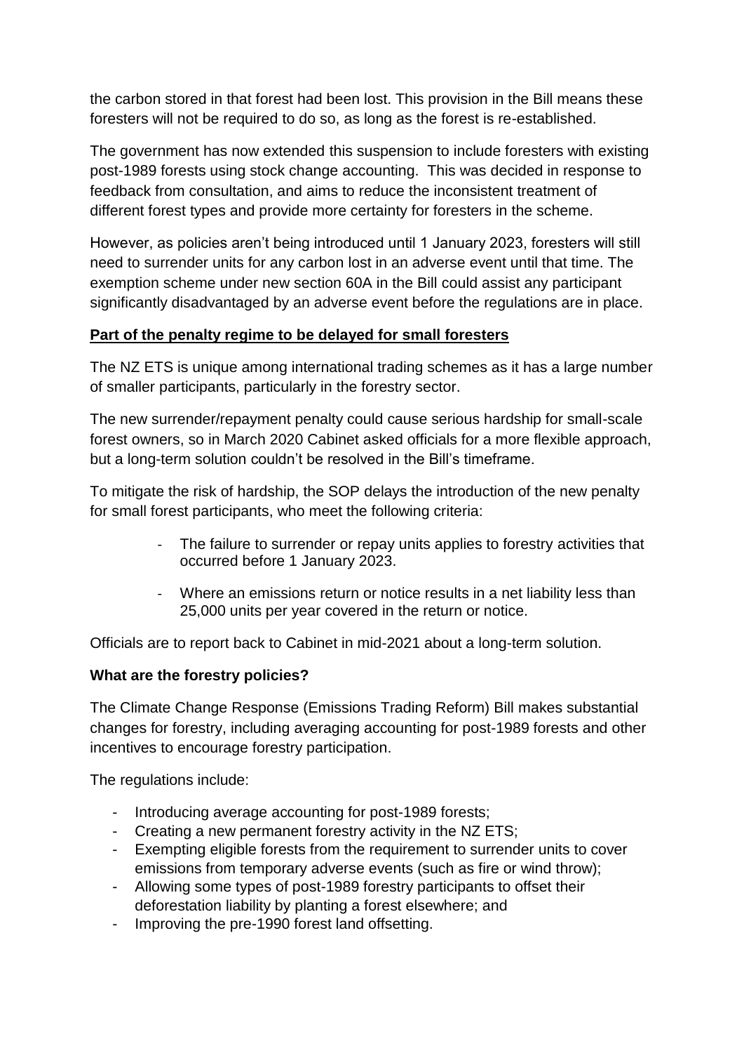the carbon stored in that forest had been lost. This provision in the Bill means these foresters will not be required to do so, as long as the forest is re-established.

The government has now extended this suspension to include foresters with existing post-1989 forests using stock change accounting. This was decided in response to feedback from consultation, and aims to reduce the inconsistent treatment of different forest types and provide more certainty for foresters in the scheme.

However, as policies aren't being introduced until 1 January 2023, foresters will still need to surrender units for any carbon lost in an adverse event until that time. The exemption scheme under new section 60A in the Bill could assist any participant significantly disadvantaged by an adverse event before the regulations are in place.

**Part of the penalty regime to be delayed for small foresters**

The NZ ETS is unique among international trading schemes as it has a large number of smaller participants, particularly in the forestry sector.

The new surrender/repayment penalty could cause serious hardship for small-scale forest owners, so in March 2020 Cabinet asked officials for a more flexible approach, but a long-term solution couldn't be resolved in the Bill's timeframe.

To mitigate the risk of hardship, the SOP delays the introduction of the new penalty for small forest participants, who meet the following criteria:

- The failure to surrender or repay units applies to forestry activities that occurred before 1 January 2023.
- Where an emissions return or notice results in a net liability less than 25,000 units per year covered in the return or notice.

Officials are to report back to Cabinet in mid-2021 about a long-term solution.

**What are the forestry policies?**

The Climate Change Response (Emissions Trading Reform) Bill makes substantial changes for forestry, including averaging accounting for post-1989 forests and other incentives to encourage forestry participation.

The regulations include:

- Introducing average accounting for post-1989 forests;
- Creating a new permanent forestry activity in the NZ ETS;
- Exempting eligible forests from the requirement to surrender units to cover emissions from temporary adverse events (such as fire or wind throw);
- Allowing some types of post-1989 forestry participants to offset their deforestation liability by planting a forest elsewhere; and
- Improving the pre-1990 forest land offsetting.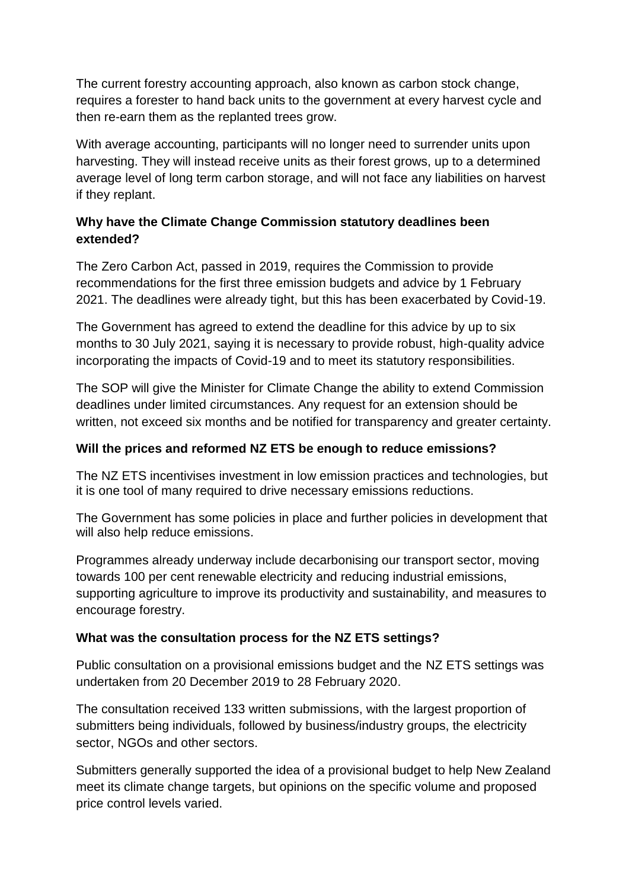The current forestry accounting approach, also known as carbon stock change, requires a forester to hand back units to the government at every harvest cycle and then re-earn them as the replanted trees grow.

With average accounting, participants will no longer need to surrender units upon harvesting. They will instead receive units as their forest grows, up to a determined average level of long term carbon storage, and will not face any liabilities on harvest if they replant.

**Why have the Climate Change Commission statutory deadlines been extended?**

The Zero Carbon Act, passed in 2019, requires the Commission to provide recommendations for the first three emission budgets and advice by 1 February 2021. The deadlines were already tight, but this has been exacerbated by Covid-19.

The Government has agreed to extend the deadline for this advice by up to six months to 30 July 2021, saying it is necessary to provide robust, high-quality advice incorporating the impacts of Covid-19 and to meet its statutory responsibilities.

The SOP will give the Minister for Climate Change the ability to extend Commission deadlines under limited circumstances. Any request for an extension should be written, not exceed six months and be notified for transparency and greater certainty.

**Will the prices and reformed NZ ETS be enough to reduce emissions?**

The NZ ETS incentivises investment in low emission practices and technologies, but it is one tool of many required to drive necessary emissions reductions.

The Government has some policies in place and further policies in development that will also help reduce emissions.

Programmes already underway include decarbonising our transport sector, moving towards 100 per cent renewable electricity and reducing industrial emissions, supporting agriculture to improve its productivity and sustainability, and measures to encourage forestry.

**What was the consultation process for the NZ ETS settings?**

Public consultation on a provisional emissions budget and the NZ ETS settings was undertaken from 20 December 2019 to 28 February 2020.

The consultation received 133 written submissions, with the largest proportion of submitters being individuals, followed by business/industry groups, the electricity sector, NGOs and other sectors.

Submitters generally supported the idea of a provisional budget to help New Zealand meet its climate change targets, but opinions on the specific volume and proposed price control levels varied.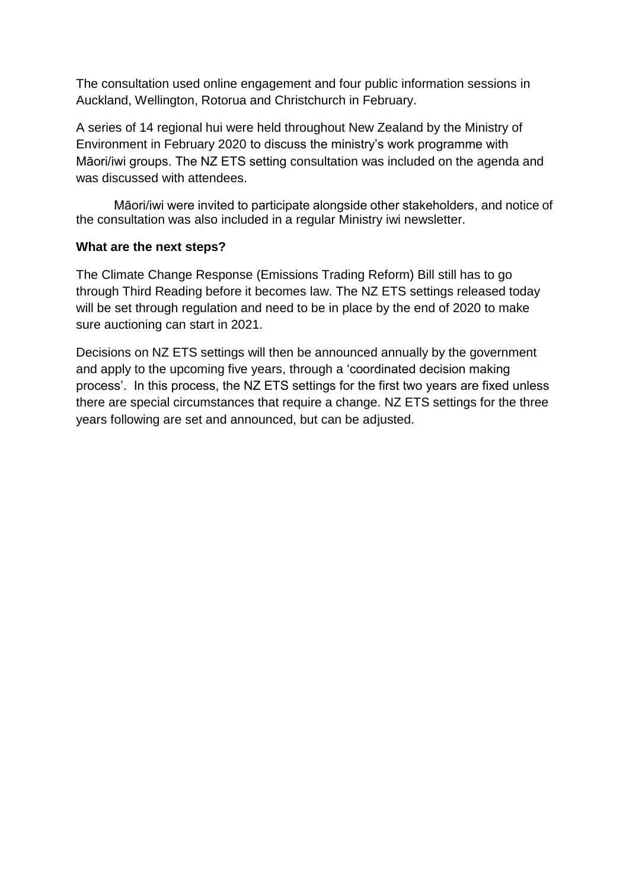The consultation used online engagement and four public information sessions in Auckland, Wellington, Rotorua and Christchurch in February.

A series of 14 regional hui were held throughout New Zealand by the Ministry of Environment in February 2020 to discuss the ministry's work programme with Māori/iwi groups. The NZ ETS setting consultation was included on the agenda and was discussed with attendees.

Māori/iwi were invited to participate alongside other stakeholders, and notice of the consultation was also included in a regular Ministry iwi newsletter.

**What are the next steps?**

The Climate Change Response (Emissions Trading Reform) Bill still has to go through Third Reading before it becomes law. The NZ ETS settings released today will be set through regulation and need to be in place by the end of 2020 to make sure auctioning can start in 2021.

Decisions on NZ ETS settings will then be announced annually by the government and apply to the upcoming five years, through a 'coordinated decision making process'. In this process, the NZ ETS settings for the first two years are fixed unless there are special circumstances that require a change. NZ ETS settings for the three years following are set and announced, but can be adjusted.